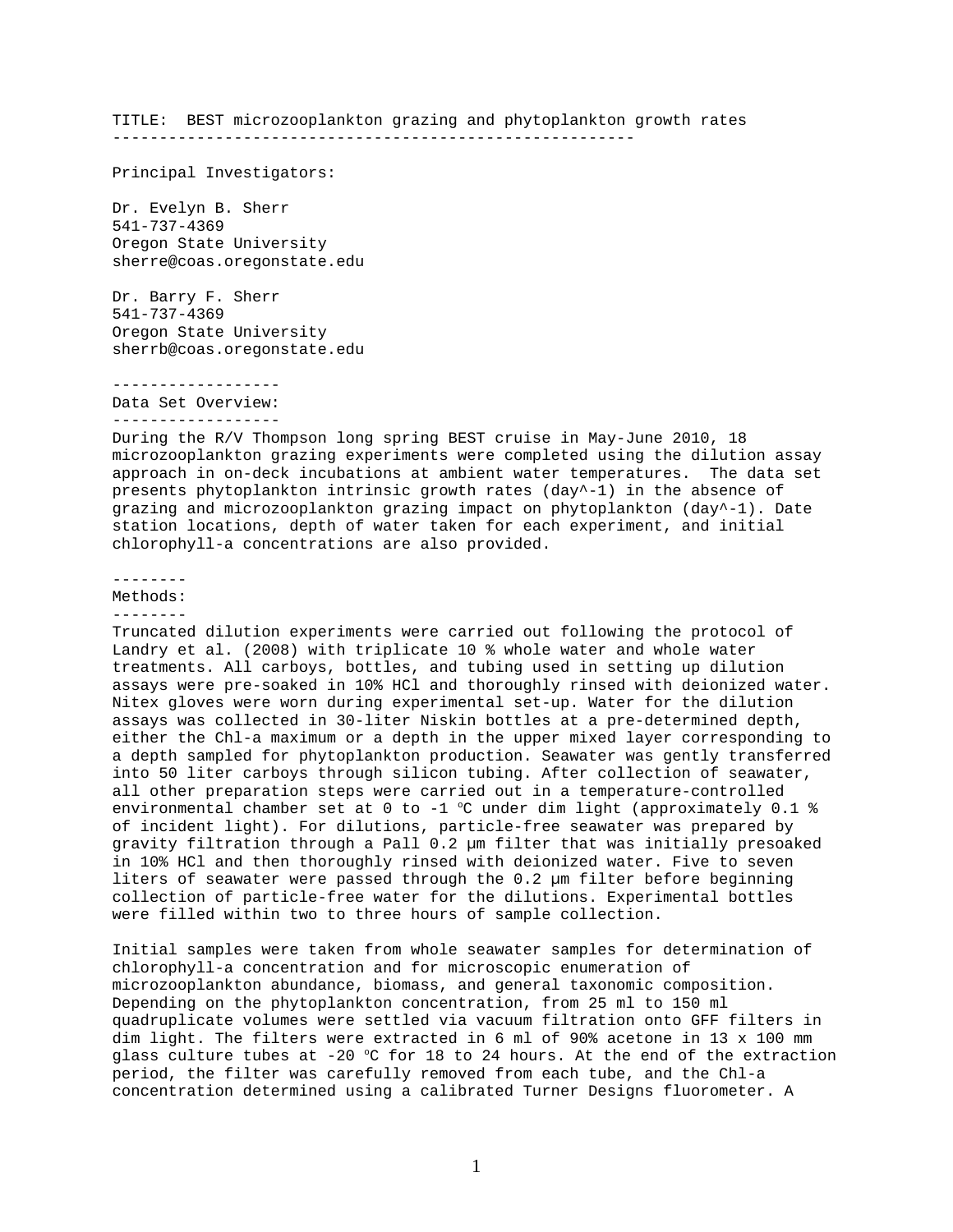# TITLE: BEST microzooplankton grazing and phytoplankton growth rates

## Principal Investigators:

Dr. Evelyn B. Sherr
541-737-4369
Oregon State University
sherre@coas.oregonstate.edu

Dr. Barry F. Sherr
541-737-4369
Oregon State University
sherrb@coas.oregonstate.edu

## Data Set Overview:

During the R/V Thompson long spring BEST cruise in May-June 2010, 18 microzooplankton grazing experiments were completed using the dilution assay approach in on-deck incubations at ambient water temperatures. The data set presents phytoplankton intrinsic growth rates (day^-1) in the absence of grazing and microzooplankton grazing impact on phytoplankton (day^-1). Date station locations, depth of water taken for each experiment, and initial chlorophyll-a concentrations are also provided.

## Methods:

Truncated dilution experiments were carried out following the protocol of Landry et al. (2008) with triplicate 10 % whole water and whole water treatments. All carboys, bottles, and tubing used in setting up dilution assays were pre-soaked in 10% HCl and thoroughly rinsed with deionized water. Nitex gloves were worn during experimental set-up. Water for the dilution assays was collected in 30-liter Niskin bottles at a pre-determined depth, either the Chl-a maximum or a depth in the upper mixed layer corresponding to a depth sampled for phytoplankton production. Seawater was gently transferred into 50 liter carboys through silicon tubing. After collection of seawater, all other preparation steps were carried out in a temperature-controlled environmental chamber set at 0 to -1 °C under dim light (approximately 0.1 % of incident light). For dilutions, particle-free seawater was prepared by gravity filtration through a Pall 0.2 µm filter that was initially presoaked in 10% HCl and then thoroughly rinsed with deionized water. Five to seven liters of seawater were passed through the 0.2 µm filter before beginning collection of particle-free water for the dilutions. Experimental bottles were filled within two to three hours of sample collection.

Initial samples were taken from whole seawater samples for determination of chlorophyll-a concentration and for microscopic enumeration of microzooplankton abundance, biomass, and general taxonomic composition. Depending on the phytoplankton concentration, from 25 ml to 150 ml quadruplicate volumes were settled via vacuum filtration onto GFF filters in dim light. The filters were extracted in 6 ml of 90% acetone in 13 x 100 mm glass culture tubes at -20 °C for 18 to 24 hours. At the end of the extraction period, the filter was carefully removed from each tube, and the Chl-a concentration determined using a calibrated Turner Designs fluorometer. A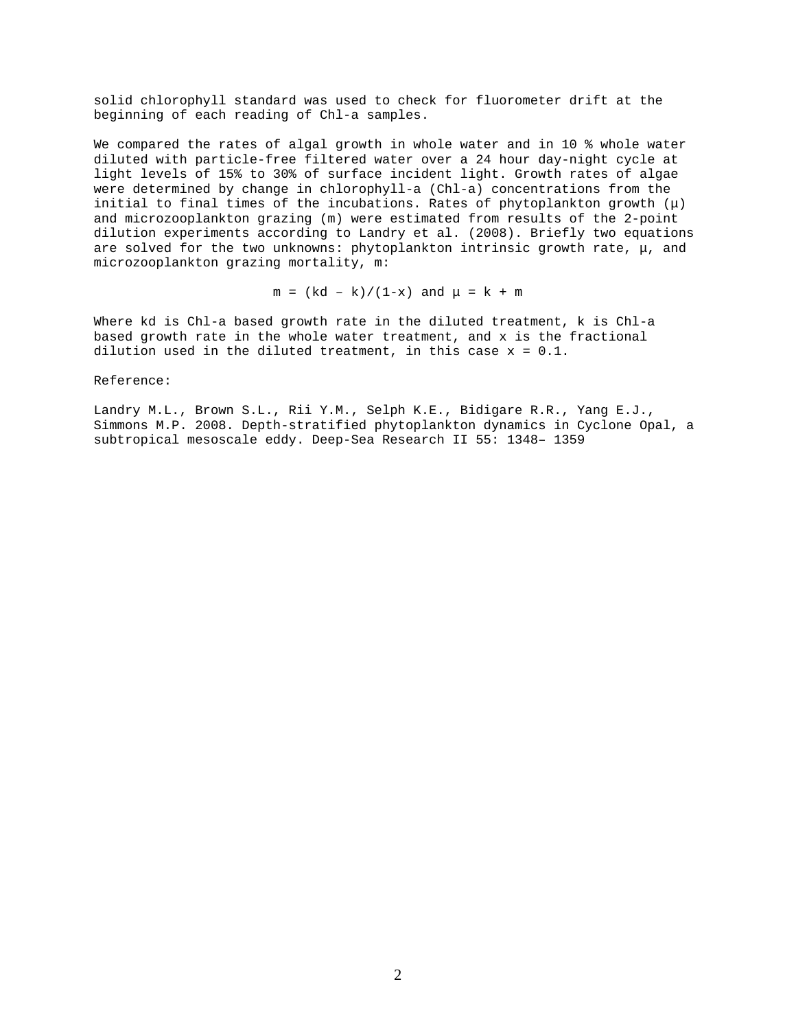solid chlorophyll standard was used to check for fluorometer drift at the beginning of each reading of Chl-a samples.

We compared the rates of algal growth in whole water and in 10 % whole water diluted with particle-free filtered water over a 24 hour day-night cycle at light levels of 15% to 30% of surface incident light. Growth rates of algae were determined by change in chlorophyll-a (Chl-a) concentrations from the initial to final times of the incubations. Rates of phytoplankton growth ($\mu$) and microzooplankton grazing (m) were estimated from results of the 2-point dilution experiments according to Landry et al. (2008). Briefly two equations are solved for the two unknowns: phytoplankton intrinsic growth rate, $\mu$, and microzooplankton grazing mortality, m:

$$m = (kd - k)/(1-x) \text{ and } \mu = k + m$$

Where kd is Chl-a based growth rate in the diluted treatment, k is Chl-a based growth rate in the whole water treatment, and x is the fractional dilution used in the diluted treatment, in this case $x = 0.1$.

Reference:

Landry M.L., Brown S.L., Rii Y.M., Selph K.E., Bidigare R.R., Yang E.J., Simmons M.P. 2008. Depth-stratified phytoplankton dynamics in Cyclone Opal, a subtropical mesoscale eddy. Deep-Sea Research II 55: 1348– 1359